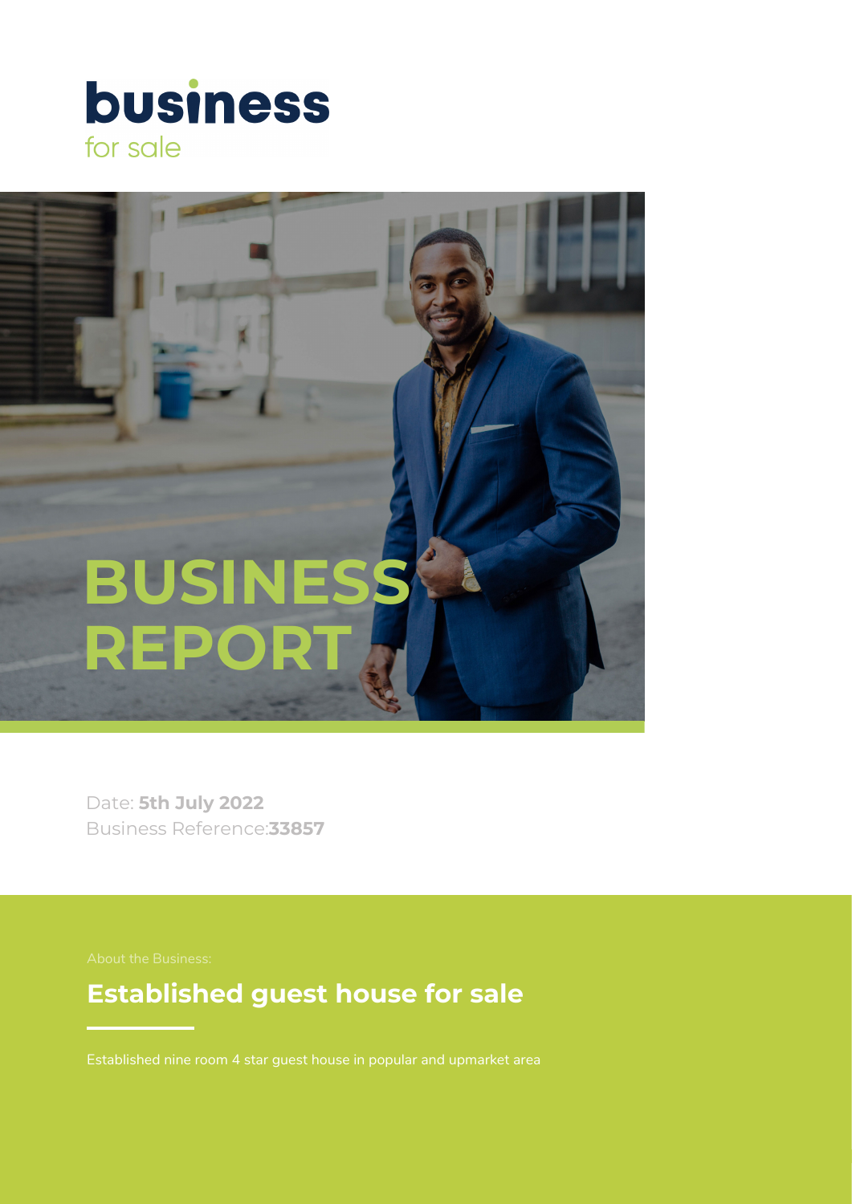**business**
for sale

# BUSINESS REPORT

Date: **5th July 2022**
Business Reference:**33857**

About the Business:

## Established guest house for sale

Established nine room 4 star guest house in popular and upmarket area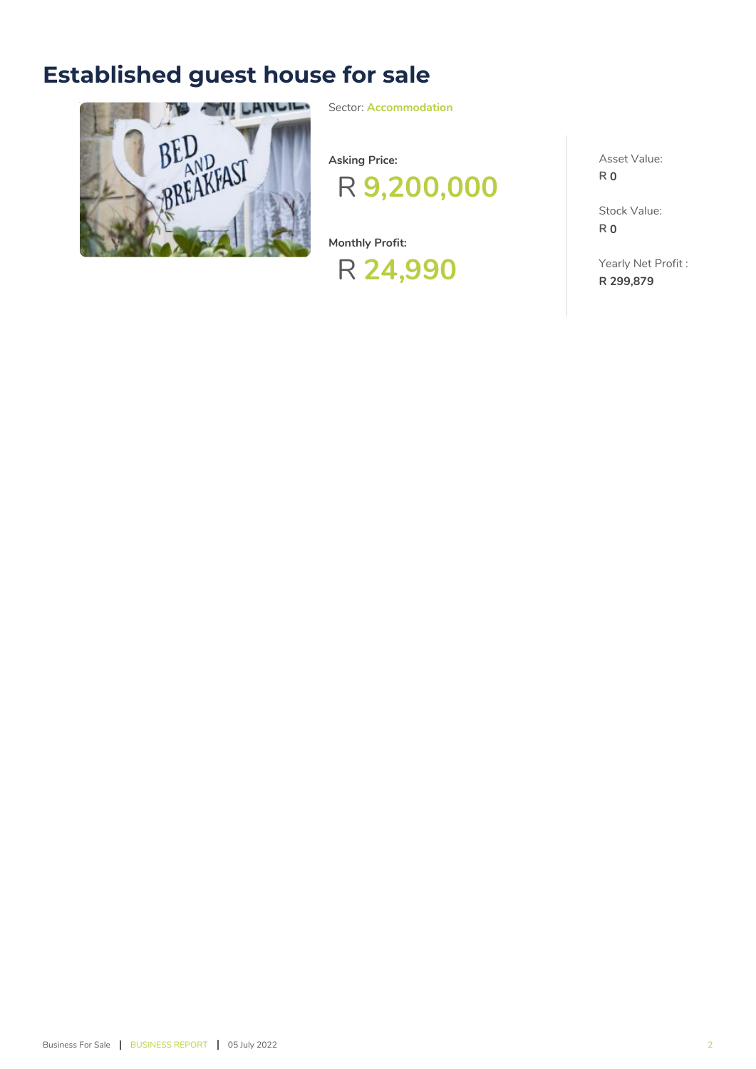# Established guest house for sale

Sector: **Accommodation**

**Asking Price:**

R **9,200,000**

**Monthly Profit:**

R **24,990**

Asset Value:
R **0**

Stock Value:
R **0**

Yearly Net Profit :
**R 299,879**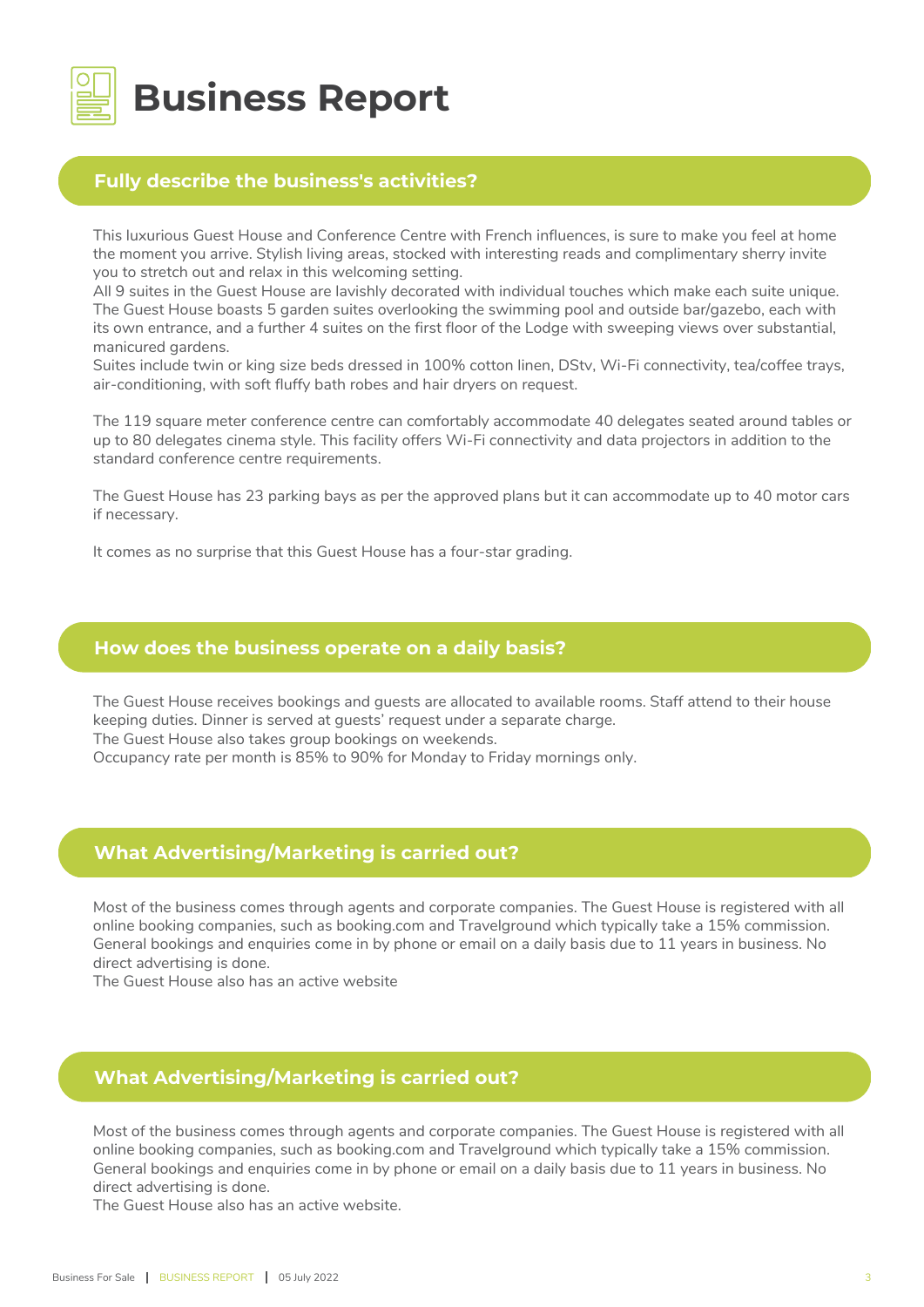# Business Report

## Fully describe the business's activities?

This luxurious Guest House and Conference Centre with French influences, is sure to make you feel at home the moment you arrive. Stylish living areas, stocked with interesting reads and complimentary sherry invite you to stretch out and relax in this welcoming setting.
All 9 suites in the Guest House are lavishly decorated with individual touches which make each suite unique. The Guest House boasts 5 garden suites overlooking the swimming pool and outside bar/gazebo, each with its own entrance, and a further 4 suites on the first floor of the Lodge with sweeping views over substantial, manicured gardens.
Suites include twin or king size beds dressed in 100% cotton linen, DStv, Wi-Fi connectivity, tea/coffee trays, air-conditioning, with soft fluffy bath robes and hair dryers on request.

The 119 square meter conference centre can comfortably accommodate 40 delegates seated around tables or up to 80 delegates cinema style. This facility offers Wi-Fi connectivity and data projectors in addition to the standard conference centre requirements.

The Guest House has 23 parking bays as per the approved plans but it can accommodate up to 40 motor cars if necessary.

It comes as no surprise that this Guest House has a four-star grading.

## How does the business operate on a daily basis?

The Guest House receives bookings and guests are allocated to available rooms. Staff attend to their house keeping duties. Dinner is served at guests' request under a separate charge.
The Guest House also takes group bookings on weekends.
Occupancy rate per month is 85% to 90% for Monday to Friday mornings only.

## What Advertising/Marketing is carried out?

Most of the business comes through agents and corporate companies. The Guest House is registered with all online booking companies, such as booking.com and Travelground which typically take a 15% commission. General bookings and enquiries come in by phone or email on a daily basis due to 11 years in business. No direct advertising is done.
The Guest House also has an active website

## What Advertising/Marketing is carried out?

Most of the business comes through agents and corporate companies. The Guest House is registered with all online booking companies, such as booking.com and Travelground which typically take a 15% commission. General bookings and enquiries come in by phone or email on a daily basis due to 11 years in business. No direct advertising is done.
The Guest House also has an active website.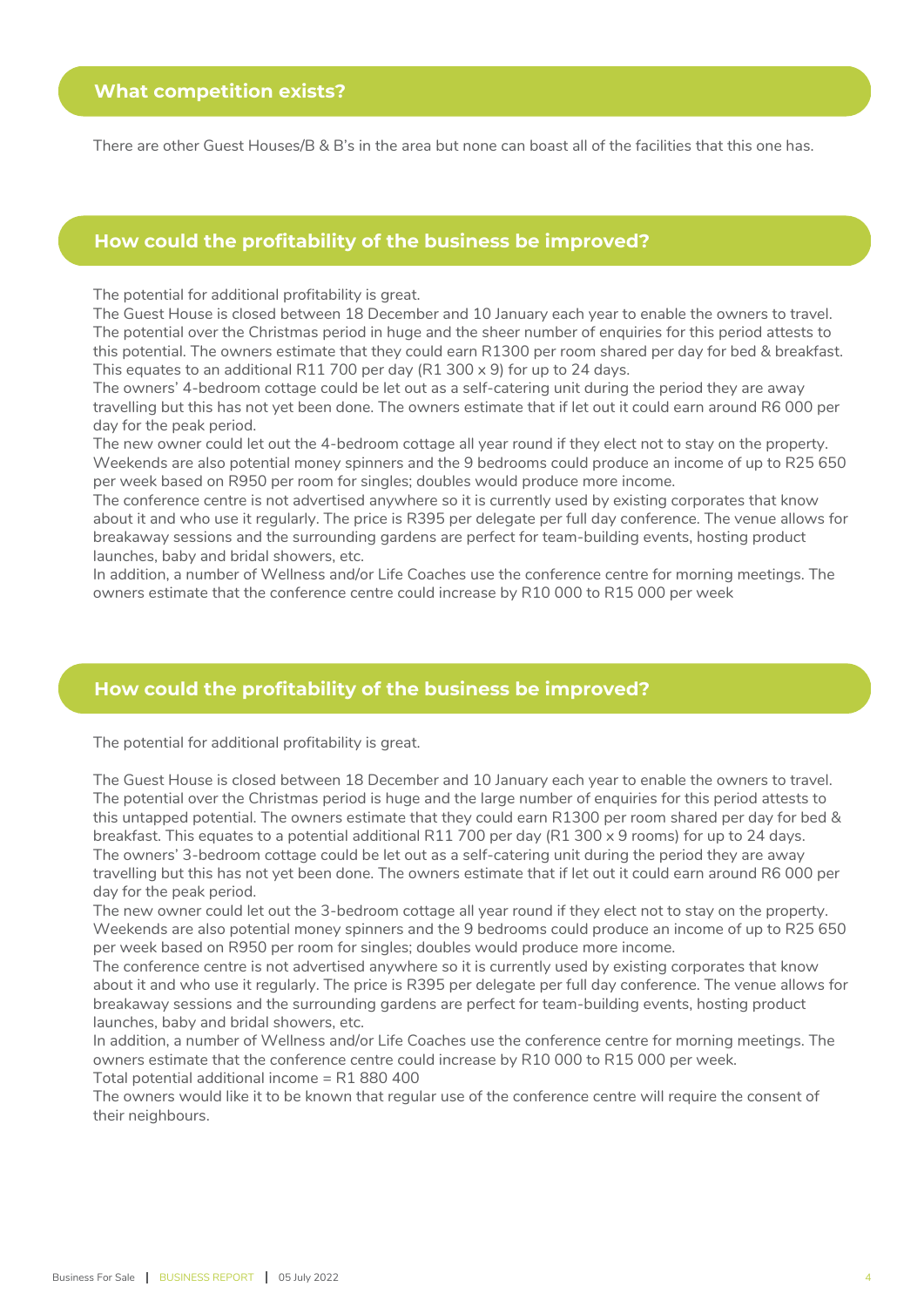## What competition exists?

There are other Guest Houses/B & B's in the area but none can boast all of the facilities that this one has.

## How could the profitability of the business be improved?

The potential for additional profitability is great.
The Guest House is closed between 18 December and 10 January each year to enable the owners to travel. The potential over the Christmas period in huge and the sheer number of enquiries for this period attests to this potential. The owners estimate that they could earn R1300 per room shared per day for bed & breakfast. This equates to an additional R11 700 per day (R1 300 x 9) for up to 24 days.
The owners' 4-bedroom cottage could be let out as a self-catering unit during the period they are away travelling but this has not yet been done. The owners estimate that if let out it could earn around R6 000 per day for the peak period.
The new owner could let out the 4-bedroom cottage all year round if they elect not to stay on the property. Weekends are also potential money spinners and the 9 bedrooms could produce an income of up to R25 650 per week based on R950 per room for singles; doubles would produce more income.
The conference centre is not advertised anywhere so it is currently used by existing corporates that know about it and who use it regularly. The price is R395 per delegate per full day conference. The venue allows for breakaway sessions and the surrounding gardens are perfect for team-building events, hosting product launches, baby and bridal showers, etc.
In addition, a number of Wellness and/or Life Coaches use the conference centre for morning meetings. The owners estimate that the conference centre could increase by R10 000 to R15 000 per week

## How could the profitability of the business be improved?

The potential for additional profitability is great.

The Guest House is closed between 18 December and 10 January each year to enable the owners to travel. The potential over the Christmas period is huge and the large number of enquiries for this period attests to this untapped potential. The owners estimate that they could earn R1300 per room shared per day for bed & breakfast. This equates to a potential additional R11 700 per day (R1 300 x 9 rooms) for up to 24 days.
The owners' 3-bedroom cottage could be let out as a self-catering unit during the period they are away travelling but this has not yet been done. The owners estimate that if let out it could earn around R6 000 per day for the peak period.
The new owner could let out the 3-bedroom cottage all year round if they elect not to stay on the property. Weekends are also potential money spinners and the 9 bedrooms could produce an income of up to R25 650 per week based on R950 per room for singles; doubles would produce more income.
The conference centre is not advertised anywhere so it is currently used by existing corporates that know about it and who use it regularly. The price is R395 per delegate per full day conference. The venue allows for breakaway sessions and the surrounding gardens are perfect for team-building events, hosting product launches, baby and bridal showers, etc.
In addition, a number of Wellness and/or Life Coaches use the conference centre for morning meetings. The owners estimate that the conference centre could increase by R10 000 to R15 000 per week.
Total potential additional income = R1 880 400
The owners would like it to be known that regular use of the conference centre will require the consent of their neighbours.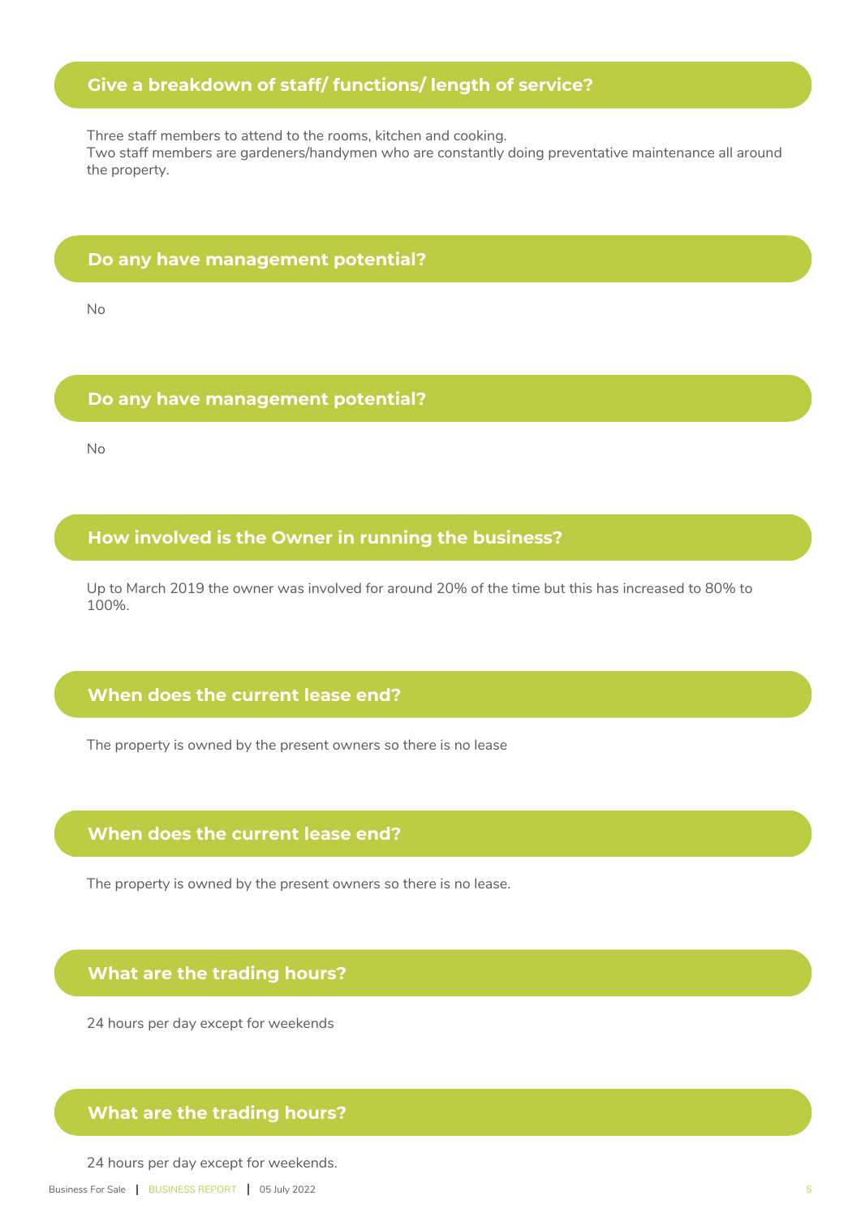## Give a breakdown of staff/ functions/ length of service?

Three staff members to attend to the rooms, kitchen and cooking.
Two staff members are gardeners/handymen who are constantly doing preventative maintenance all around the property.

## Do any have management potential?

No

## Do any have management potential?

No

## How involved is the Owner in running the business?

Up to March 2019 the owner was involved for around 20% of the time but this has increased to 80% to 100%.

## When does the current lease end?

The property is owned by the present owners so there is no lease

## When does the current lease end?

The property is owned by the present owners so there is no lease.

## What are the trading hours?

24 hours per day except for weekends

## What are the trading hours?

24 hours per day except for weekends.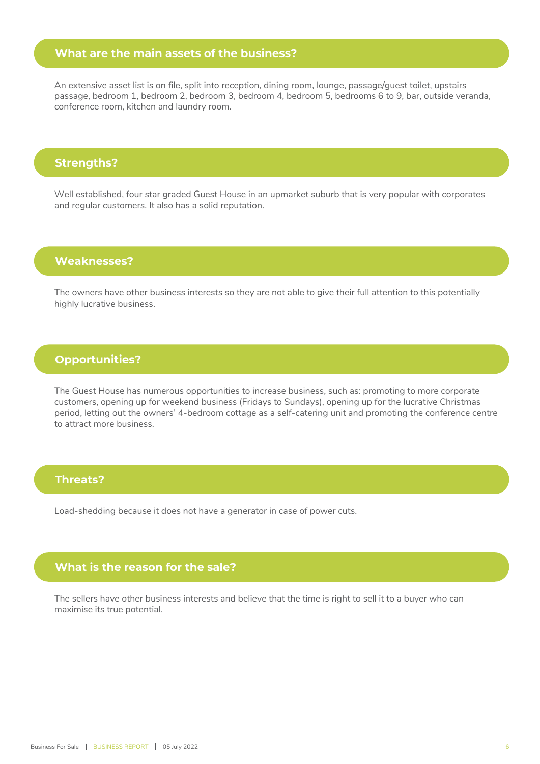## What are the main assets of the business?

An extensive asset list is on file, split into reception, dining room, lounge, passage/guest toilet, upstairs passage, bedroom 1, bedroom 2, bedroom 3, bedroom 4, bedroom 5, bedrooms 6 to 9, bar, outside veranda, conference room, kitchen and laundry room.

## Strengths?

Well established, four star graded Guest House in an upmarket suburb that is very popular with corporates and regular customers. It also has a solid reputation.

## Weaknesses?

The owners have other business interests so they are not able to give their full attention to this potentially highly lucrative business.

## Opportunities?

The Guest House has numerous opportunities to increase business, such as: promoting to more corporate customers, opening up for weekend business (Fridays to Sundays), opening up for the lucrative Christmas period, letting out the owners' 4-bedroom cottage as a self-catering unit and promoting the conference centre to attract more business.

## Threats?

Load-shedding because it does not have a generator in case of power cuts.

## What is the reason for the sale?

The sellers have other business interests and believe that the time is right to sell it to a buyer who can maximise its true potential.